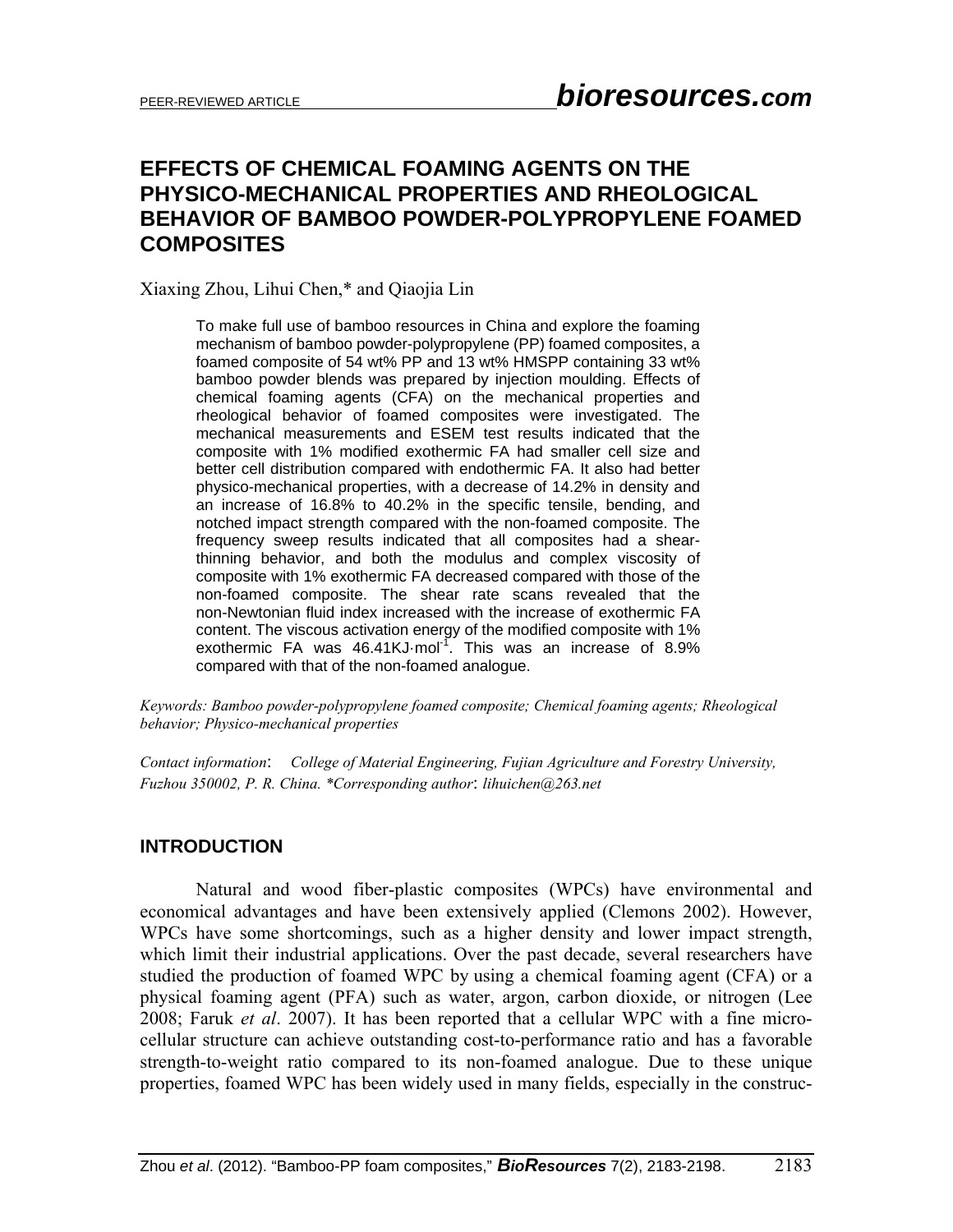# EFFECTS OF CHEMICAL FOAMING AGENTS ON THE PHYSICO-MECHANICAL PROPERTIES AND RHEOLOGICAL BEHAVIOR OF BAMBOO POWDER-POLYPROPYLENE FOAMED COMPOSITES

Xiaxing Zhou, Lihui Chen,* and Qiaojia Lin

To make full use of bamboo resources in China and explore the foaming mechanism of bamboo powder-polypropylene (PP) foamed composites, a foamed composite of 54 wt% PP and 13 wt% HMSPP containing 33 wt% bamboo powder blends was prepared by injection moulding. Effects of chemical foaming agents (CFA) on the mechanical properties and rheological behavior of foamed composites were investigated. The mechanical measurements and ESEM test results indicated that the composite with 1% modified exothermic FA had smaller cell size and better cell distribution compared with endothermic FA. It also had better physico-mechanical properties, with a decrease of 14.2% in density and an increase of 16.8% to 40.2% in the specific tensile, bending, and notched impact strength compared with the non-foamed composite. The frequency sweep results indicated that all composites had a shear-thinning behavior, and both the modulus and complex viscosity of composite with 1% exothermic FA decreased compared with those of the non-foamed composite. The shear rate scans revealed that the non-Newtonian fluid index increased with the increase of exothermic FA content. The viscous activation energy of the modified composite with 1% exothermic FA was 46.41KJ·mol$^{-1}$. This was an increase of 8.9% compared with that of the non-foamed analogue.

*Keywords: Bamboo powder-polypropylene foamed composite; Chemical foaming agents; Rheological behavior; Physico-mechanical properties*

*Contact information: College of Material Engineering, Fujian Agriculture and Forestry University, Fuzhou 350002, P. R. China. \*Corresponding author: lihuichen@263.net*

## INTRODUCTION

Natural and wood fiber-plastic composites (WPCs) have environmental and economical advantages and have been extensively applied (Clemons 2002). However, WPCs have some shortcomings, such as a higher density and lower impact strength, which limit their industrial applications. Over the past decade, several researchers have studied the production of foamed WPC by using a chemical foaming agent (CFA) or a physical foaming agent (PFA) such as water, argon, carbon dioxide, or nitrogen (Lee 2008; Faruk *et al*. 2007). It has been reported that a cellular WPC with a fine micro-cellular structure can achieve outstanding cost-to-performance ratio and has a favorable strength-to-weight ratio compared to its non-foamed analogue. Due to these unique properties, foamed WPC has been widely used in many fields, especially in the construc-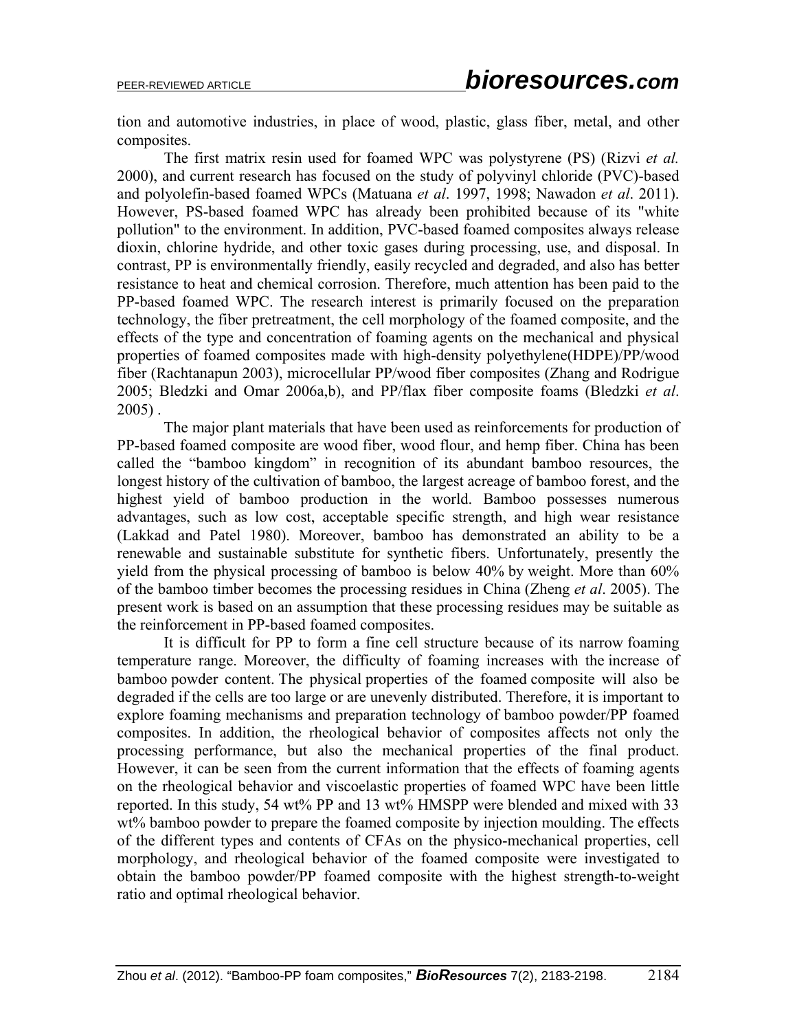tion and automotive industries, in place of wood, plastic, glass fiber, metal, and other composites.

The first matrix resin used for foamed WPC was polystyrene (PS) (Rizvi *et al.* 2000), and current research has focused on the study of polyvinyl chloride (PVC)-based and polyolefin-based foamed WPCs (Matuana *et al*. 1997, 1998; Nawadon *et al*. 2011). However, PS-based foamed WPC has already been prohibited because of its "white pollution" to the environment. In addition, PVC-based foamed composites always release dioxin, chlorine hydride, and other toxic gases during processing, use, and disposal. In contrast, PP is environmentally friendly, easily recycled and degraded, and also has better resistance to heat and chemical corrosion. Therefore, much attention has been paid to the PP-based foamed WPC. The research interest is primarily focused on the preparation technology, the fiber pretreatment, the cell morphology of the foamed composite, and the effects of the type and concentration of foaming agents on the mechanical and physical properties of foamed composites made with high-density polyethylene(HDPE)/PP/wood fiber (Rachtanapun 2003), microcellular PP/wood fiber composites (Zhang and Rodrigue 2005; Bledzki and Omar 2006a,b), and PP/flax fiber composite foams (Bledzki *et al*. 2005) .

The major plant materials that have been used as reinforcements for production of PP-based foamed composite are wood fiber, wood flour, and hemp fiber. China has been called the "bamboo kingdom" in recognition of its abundant bamboo resources, the longest history of the cultivation of bamboo, the largest acreage of bamboo forest, and the highest yield of bamboo production in the world. Bamboo possesses numerous advantages, such as low cost, acceptable specific strength, and high wear resistance (Lakkad and Patel 1980). Moreover, bamboo has demonstrated an ability to be a renewable and sustainable substitute for synthetic fibers. Unfortunately, presently the yield from the physical processing of bamboo is below 40% by weight. More than 60% of the bamboo timber becomes the processing residues in China (Zheng *et al*. 2005). The present work is based on an assumption that these processing residues may be suitable as the reinforcement in PP-based foamed composites.

It is difficult for PP to form a fine cell structure because of its narrow foaming temperature range. Moreover, the difficulty of foaming increases with the increase of bamboo powder content. The physical properties of the foamed composite will also be degraded if the cells are too large or are unevenly distributed. Therefore, it is important to explore foaming mechanisms and preparation technology of bamboo powder/PP foamed composites. In addition, the rheological behavior of composites affects not only the processing performance, but also the mechanical properties of the final product. However, it can be seen from the current information that the effects of foaming agents on the rheological behavior and viscoelastic properties of foamed WPC have been little reported. In this study, 54 wt% PP and 13 wt% HMSPP were blended and mixed with 33 wt% bamboo powder to prepare the foamed composite by injection moulding. The effects of the different types and contents of CFAs on the physico-mechanical properties, cell morphology, and rheological behavior of the foamed composite were investigated to obtain the bamboo powder/PP foamed composite with the highest strength-to-weight ratio and optimal rheological behavior.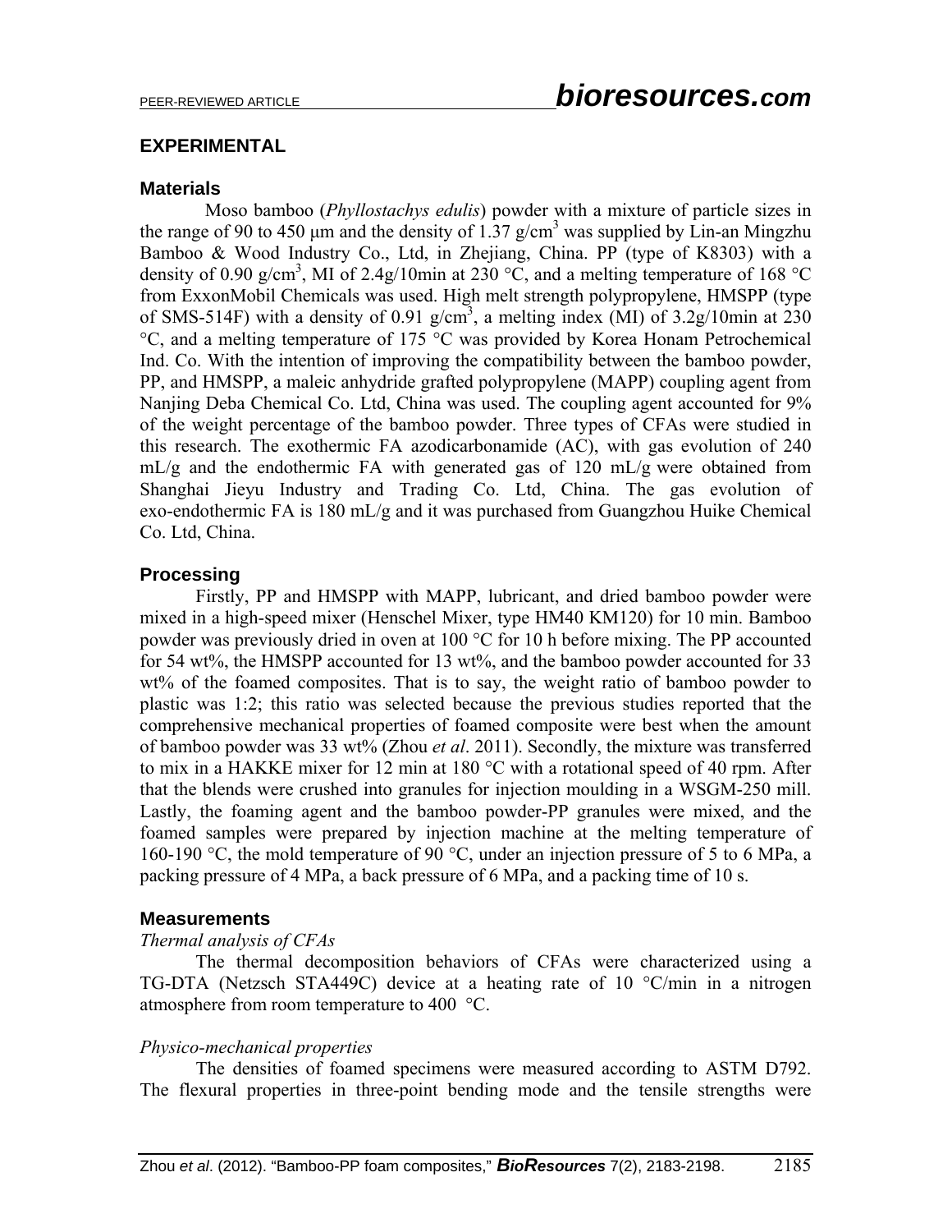## EXPERIMENTAL

### Materials

Moso bamboo (*Phyllostachys edulis*) powder with a mixture of particle sizes in the range of 90 to 450 μm and the density of 1.37 g/cm$^3$ was supplied by Lin-an Mingzhu Bamboo & Wood Industry Co., Ltd, in Zhejiang, China. PP (type of K8303) with a density of 0.90 g/cm$^3$, MI of 2.4g/10min at 230 °C, and a melting temperature of 168 °C from ExxonMobil Chemicals was used. High melt strength polypropylene, HMSPP (type of SMS-514F) with a density of 0.91 g/cm$^3$, a melting index (MI) of 3.2g/10min at 230 °C, and a melting temperature of 175 °C was provided by Korea Honam Petrochemical Ind. Co. With the intention of improving the compatibility between the bamboo powder, PP, and HMSPP, a maleic anhydride grafted polypropylene (MAPP) coupling agent from Nanjing Deba Chemical Co. Ltd, China was used. The coupling agent accounted for 9% of the weight percentage of the bamboo powder. Three types of CFAs were studied in this research. The exothermic FA azodicarbonamide (AC), with gas evolution of 240 mL/g and the endothermic FA with generated gas of 120 mL/g were obtained from Shanghai Jieyu Industry and Trading Co. Ltd, China. The gas evolution of exo-endothermic FA is 180 mL/g and it was purchased from Guangzhou Huike Chemical Co. Ltd, China.

### Processing

Firstly, PP and HMSPP with MAPP, lubricant, and dried bamboo powder were mixed in a high-speed mixer (Henschel Mixer, type HM40 KM120) for 10 min. Bamboo powder was previously dried in oven at 100 °C for 10 h before mixing. The PP accounted for 54 wt%, the HMSPP accounted for 13 wt%, and the bamboo powder accounted for 33 wt% of the foamed composites. That is to say, the weight ratio of bamboo powder to plastic was 1:2; this ratio was selected because the previous studies reported that the comprehensive mechanical properties of foamed composite were best when the amount of bamboo powder was 33 wt% (Zhou *et al*. 2011). Secondly, the mixture was transferred to mix in a HAKKE mixer for 12 min at 180 °C with a rotational speed of 40 rpm. After that the blends were crushed into granules for injection moulding in a WSGM-250 mill. Lastly, the foaming agent and the bamboo powder-PP granules were mixed, and the foamed samples were prepared by injection machine at the melting temperature of 160-190 °C, the mold temperature of 90 °C, under an injection pressure of 5 to 6 MPa, a packing pressure of 4 MPa, a back pressure of 6 MPa, and a packing time of 10 s.

### Measurements

*Thermal analysis of CFAs*

The thermal decomposition behaviors of CFAs were characterized using a TG-DTA (Netzsch STA449C) device at a heating rate of 10 °C/min in a nitrogen atmosphere from room temperature to 400 °C.

*Physico-mechanical properties*

The densities of foamed specimens were measured according to ASTM D792. The flexural properties in three-point bending mode and the tensile strengths were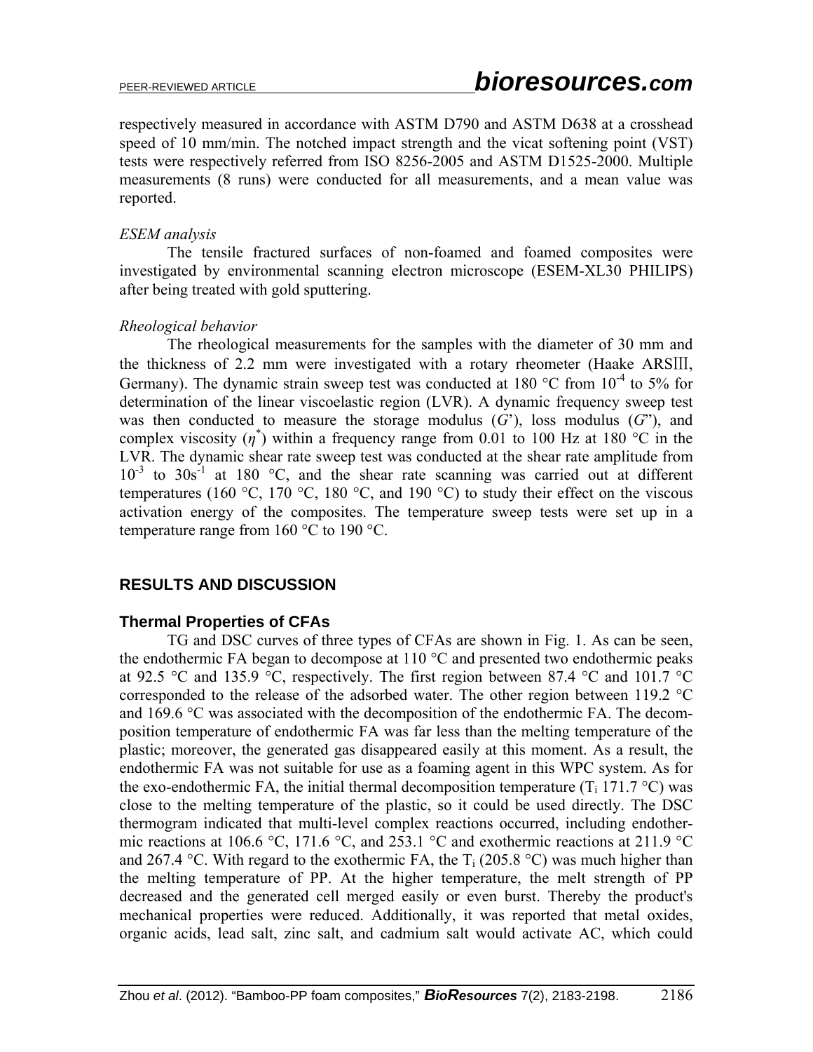respectively measured in accordance with ASTM D790 and ASTM D638 at a crosshead speed of 10 mm/min. The notched impact strength and the vicat softening point (VST) tests were respectively referred from ISO 8256-2005 and ASTM D1525-2000. Multiple measurements (8 runs) were conducted for all measurements, and a mean value was reported.

*ESEM analysis*

The tensile fractured surfaces of non-foamed and foamed composites were investigated by environmental scanning electron microscope (ESEM-XL30 PHILIPS) after being treated with gold sputtering.

*Rheological behavior*

The rheological measurements for the samples with the diameter of 30 mm and the thickness of 2.2 mm were investigated with a rotary rheometer (Haake ARSIII, Germany). The dynamic strain sweep test was conducted at 180 °C from $10^{-4}$ to 5% for determination of the linear viscoelastic region (LVR). A dynamic frequency sweep test was then conducted to measure the storage modulus ($G$'), loss modulus ($G$"), and complex viscosity ($\eta^*$) within a frequency range from 0.01 to 100 Hz at 180 °C in the LVR. The dynamic shear rate sweep test was conducted at the shear rate amplitude from $10^{-3}$ to $30s^{-1}$ at 180 °C, and the shear rate scanning was carried out at different temperatures (160 °C, 170 °C, 180 °C, and 190 °C) to study their effect on the viscous activation energy of the composites. The temperature sweep tests were set up in a temperature range from 160 °C to 190 °C.

## RESULTS AND DISCUSSION

### Thermal Properties of CFAs

TG and DSC curves of three types of CFAs are shown in Fig. 1. As can be seen, the endothermic FA began to decompose at 110 °C and presented two endothermic peaks at 92.5 °C and 135.9 °C, respectively. The first region between 87.4 °C and 101.7 °C corresponded to the release of the adsorbed water. The other region between 119.2 °C and 169.6 °C was associated with the decomposition of the endothermic FA. The decomposition temperature of endothermic FA was far less than the melting temperature of the plastic; moreover, the generated gas disappeared easily at this moment. As a result, the endothermic FA was not suitable for use as a foaming agent in this WPC system. As for the exo-endothermic FA, the initial thermal decomposition temperature ($T_i$ 171.7 °C) was close to the melting temperature of the plastic, so it could be used directly. The DSC thermogram indicated that multi-level complex reactions occurred, including endothermic reactions at 106.6 °C, 171.6 °C, and 253.1 °C and exothermic reactions at 211.9 °C and 267.4 °C. With regard to the exothermic FA, the $T_i$ (205.8 °C) was much higher than the melting temperature of PP. At the higher temperature, the melt strength of PP decreased and the generated cell merged easily or even burst. Thereby the product's mechanical properties were reduced. Additionally, it was reported that metal oxides, organic acids, lead salt, zinc salt, and cadmium salt would activate AC, which could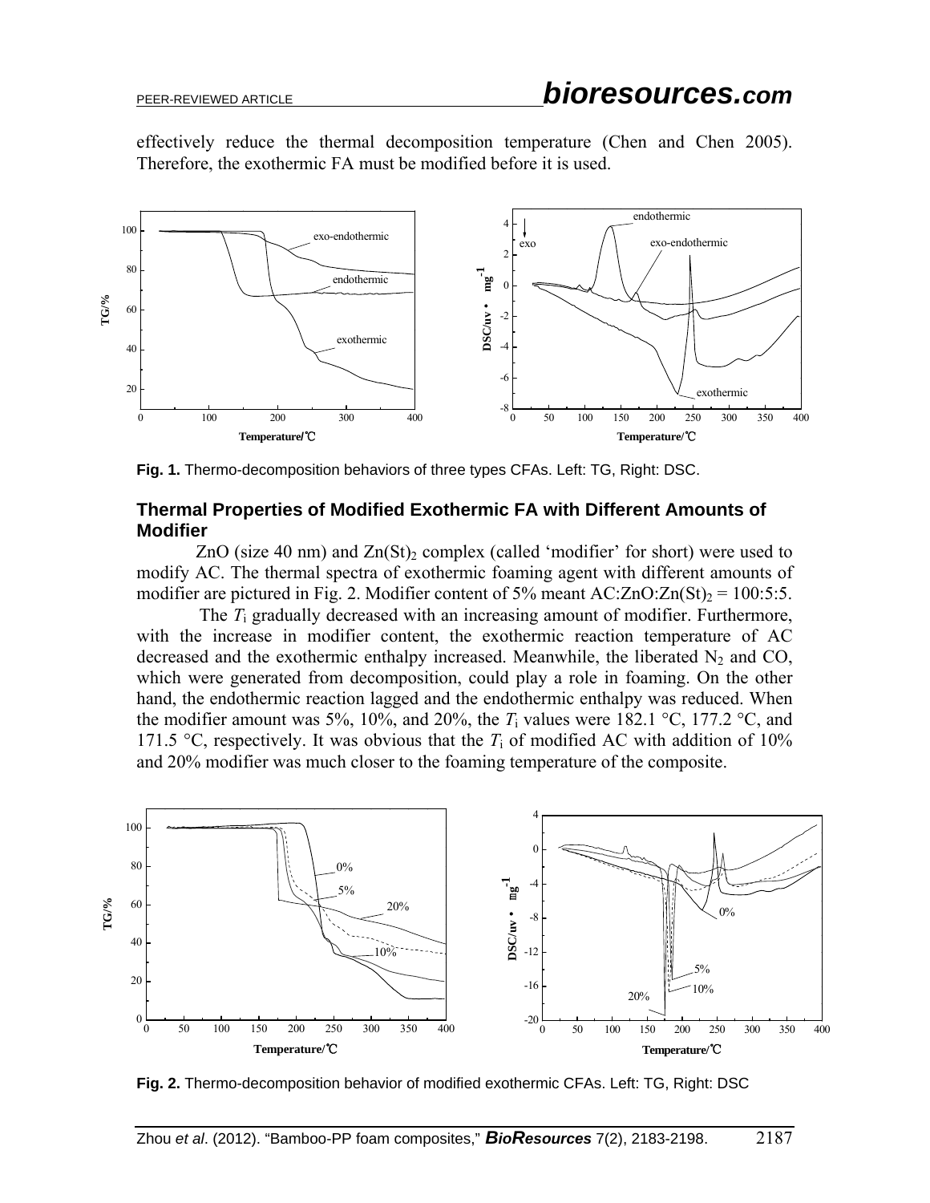effectively reduce the thermal decomposition temperature (Chen and Chen 2005). Therefore, the exothermic FA must be modified before it is used.

**Fig. 1.** Thermo-decomposition behaviors of three types CFAs. Left: TG, Right: DSC.

### Thermal Properties of Modified Exothermic FA with Different Amounts of Modifier

ZnO (size 40 nm) and $Zn(St)_2$ complex (called 'modifier' for short) were used to modify AC. The thermal spectra of exothermic foaming agent with different amounts of modifier are pictured in Fig. 2. Modifier content of 5% meant AC:ZnO:$Zn(St)_2$ = 100:5:5.

The $T_i$ gradually decreased with an increasing amount of modifier. Furthermore, with the increase in modifier content, the exothermic reaction temperature of AC decreased and the exothermic enthalpy increased. Meanwhile, the liberated $N_2$ and CO, which were generated from decomposition, could play a role in foaming. On the other hand, the endothermic reaction lagged and the endothermic enthalpy was reduced. When the modifier amount was 5%, 10%, and 20%, the $T_i$ values were 182.1 °C, 177.2 °C, and 171.5 °C, respectively. It was obvious that the $T_i$ of modified AC with addition of 10% and 20% modifier was much closer to the foaming temperature of the composite.

**Fig. 2.** Thermo-decomposition behavior of modified exothermic CFAs. Left: TG, Right: DSC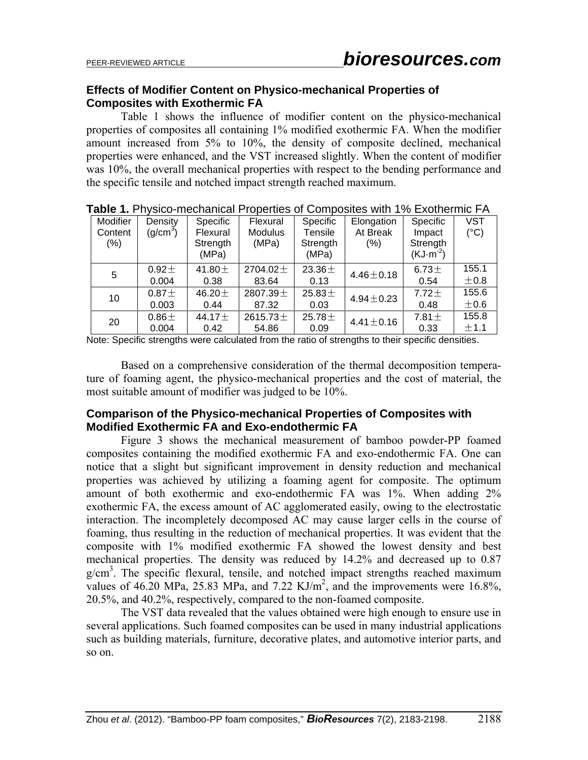### Effects of Modifier Content on Physico-mechanical Properties of Composites with Exothermic FA

Table 1 shows the influence of modifier content on the physico-mechanical properties of composites all containing 1% modified exothermic FA. When the modifier amount increased from 5% to 10%, the density of composite declined, mechanical properties were enhanced, and the VST increased slightly. When the content of modifier was 10%, the overall mechanical properties with respect to the bending performance and the specific tensile and notched impact strength reached maximum.

**Table 1.** Physico-mechanical Properties of Composites with 1% Exothermic FA

| Modifier Content (%) | Density ($g/cm^3$) | Specific Flexural Strength (MPa) | Flexural Modulus (MPa) | Specific Tensile Strength (MPa) | Elongation At Break (%) | Specific Impact Strength ($KJ{\cdot}m^{-2}$) | VST (°C) |
|---|---|---|---|---|---|---|---|
| 5 | 0.92± 0.004 | 41.80± 0.38 | 2704.02± 83.64 | 23.36± 0.13 | 4.46±0.18 | 6.73± 0.54 | 155.1 ±0.8 |
| 10 | 0.87± 0.003 | 46.20± 0.44 | 2807.39± 87.32 | 25.83± 0.03 | 4.94±0.23 | 7.72± 0.48 | 155.6 ±0.6 |
| 20 | 0.86± 0.004 | 44.17± 0.42 | 2615.73± 54.86 | 25.78± 0.09 | 4.41±0.16 | 7.81± 0.33 | 155.8 ±1.1 |

Note: Specific strengths were calculated from the ratio of strengths to their specific densities.

Based on a comprehensive consideration of the thermal decomposition temperature of foaming agent, the physico-mechanical properties and the cost of material, the most suitable amount of modifier was judged to be 10%.

### Comparison of the Physico-mechanical Properties of Composites with Modified Exothermic FA and Exo-endothermic FA

Figure 3 shows the mechanical measurement of bamboo powder-PP foamed composites containing the modified exothermic FA and exo-endothermic FA. One can notice that a slight but significant improvement in density reduction and mechanical properties was achieved by utilizing a foaming agent for composite. The optimum amount of both exothermic and exo-endothermic FA was 1%. When adding 2% exothermic FA, the excess amount of AC agglomerated easily, owing to the electrostatic interaction. The incompletely decomposed AC may cause larger cells in the course of foaming, thus resulting in the reduction of mechanical properties. It was evident that the composite with 1% modified exothermic FA showed the lowest density and best mechanical properties. The density was reduced by 14.2% and decreased up to 0.87 $g/cm^3$. The specific flexural, tensile, and notched impact strengths reached maximum values of 46.20 MPa, 25.83 MPa, and 7.22 $KJ/m^2$, and the improvements were 16.8%, 20.5%, and 40.2%, respectively, compared to the non-foamed composite.

The VST data revealed that the values obtained were high enough to ensure use in several applications. Such foamed composites can be used in many industrial applications such as building materials, furniture, decorative plates, and automotive interior parts, and so on.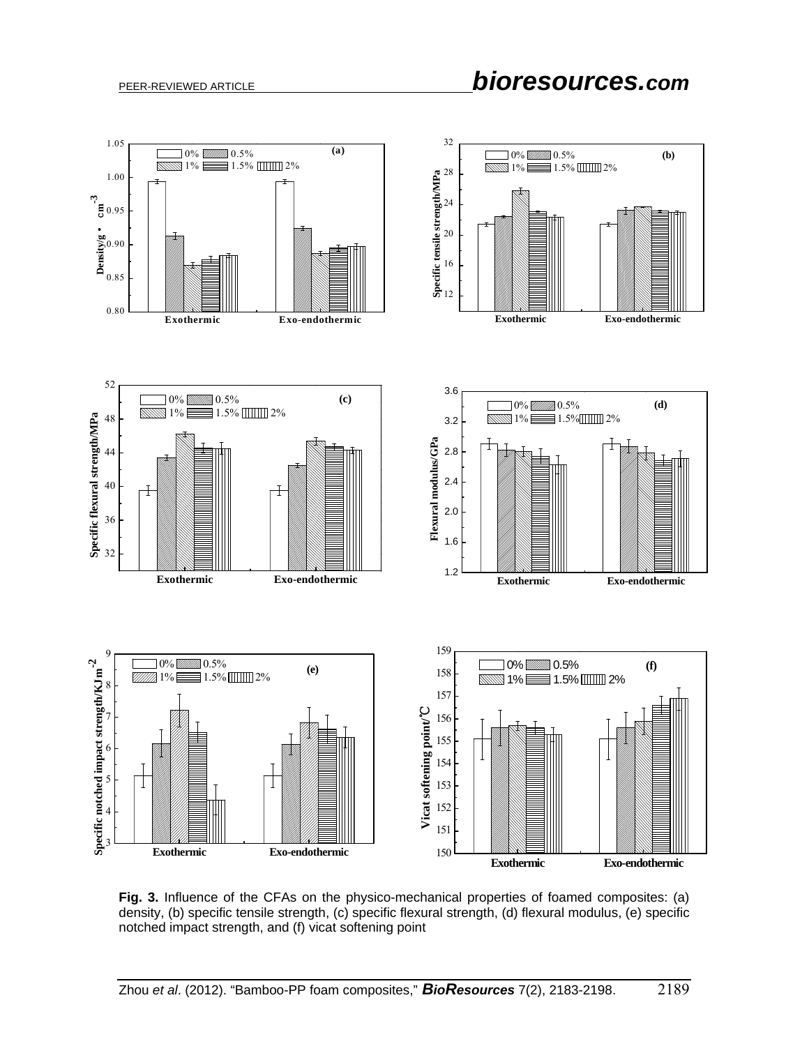**Fig. 3.** Influence of the CFAs on the physico-mechanical properties of foamed composites: (a) density, (b) specific tensile strength, (c) specific flexural strength, (d) flexural modulus, (e) specific notched impact strength, and (f) vicat softening point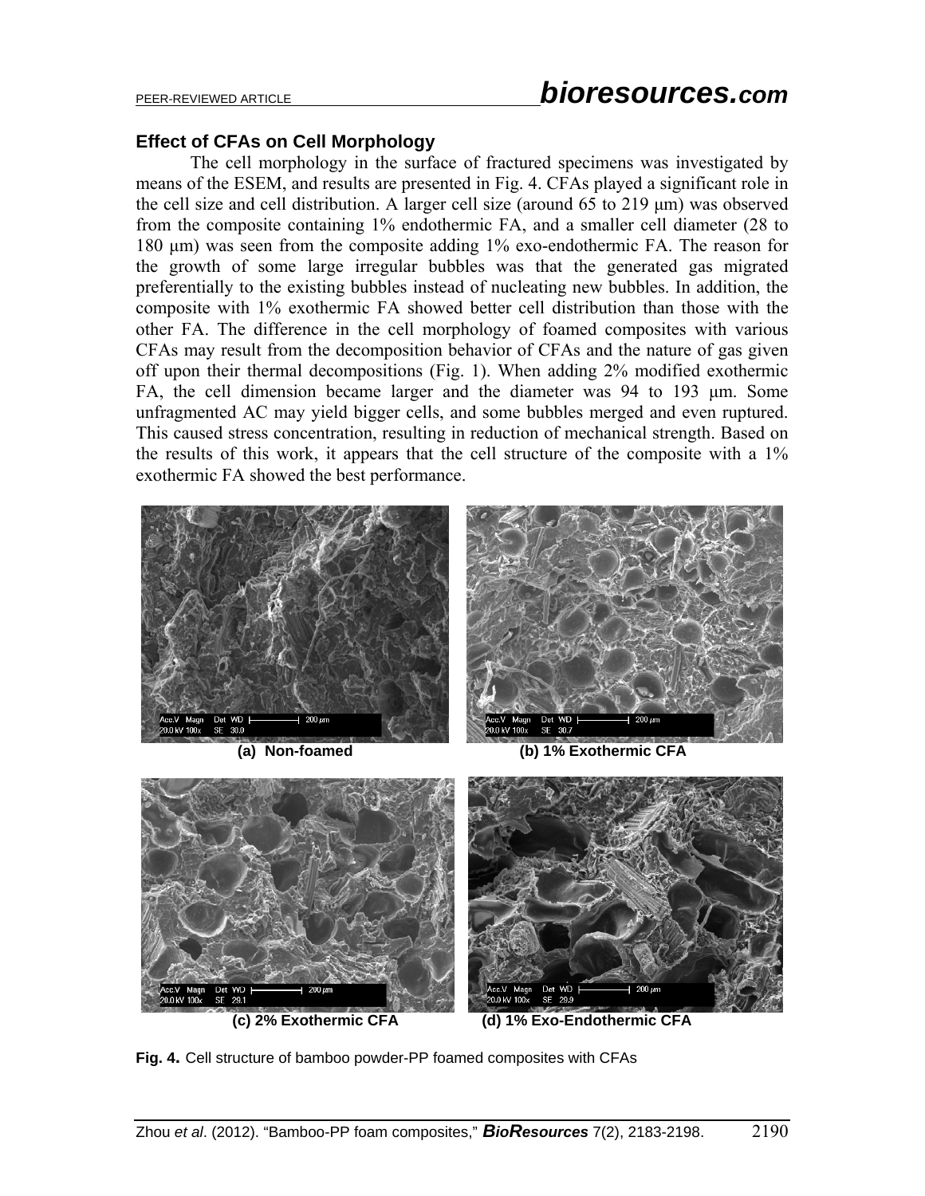### Effect of CFAs on Cell Morphology

The cell morphology in the surface of fractured specimens was investigated by means of the ESEM, and results are presented in Fig. 4. CFAs played a significant role in the cell size and cell distribution. A larger cell size (around 65 to 219 μm) was observed from the composite containing 1% endothermic FA, and a smaller cell diameter (28 to 180 μm) was seen from the composite adding 1% exo-endothermic FA. The reason for the growth of some large irregular bubbles was that the generated gas migrated preferentially to the existing bubbles instead of nucleating new bubbles. In addition, the composite with 1% exothermic FA showed better cell distribution than those with the other FA. The difference in the cell morphology of foamed composites with various CFAs may result from the decomposition behavior of CFAs and the nature of gas given off upon their thermal decompositions (Fig. 1). When adding 2% modified exothermic FA, the cell dimension became larger and the diameter was 94 to 193 μm. Some unfragmented AC may yield bigger cells, and some bubbles merged and even ruptured. This caused stress concentration, resulting in reduction of mechanical strength. Based on the results of this work, it appears that the cell structure of the composite with a 1% exothermic FA showed the best performance.

(a) Non-foamed

(b) 1% Exothermic CFA

(c) 2% Exothermic CFA

(d) 1% Exo-Endothermic CFA

**Fig. 4.** Cell structure of bamboo powder-PP foamed composites with CFAs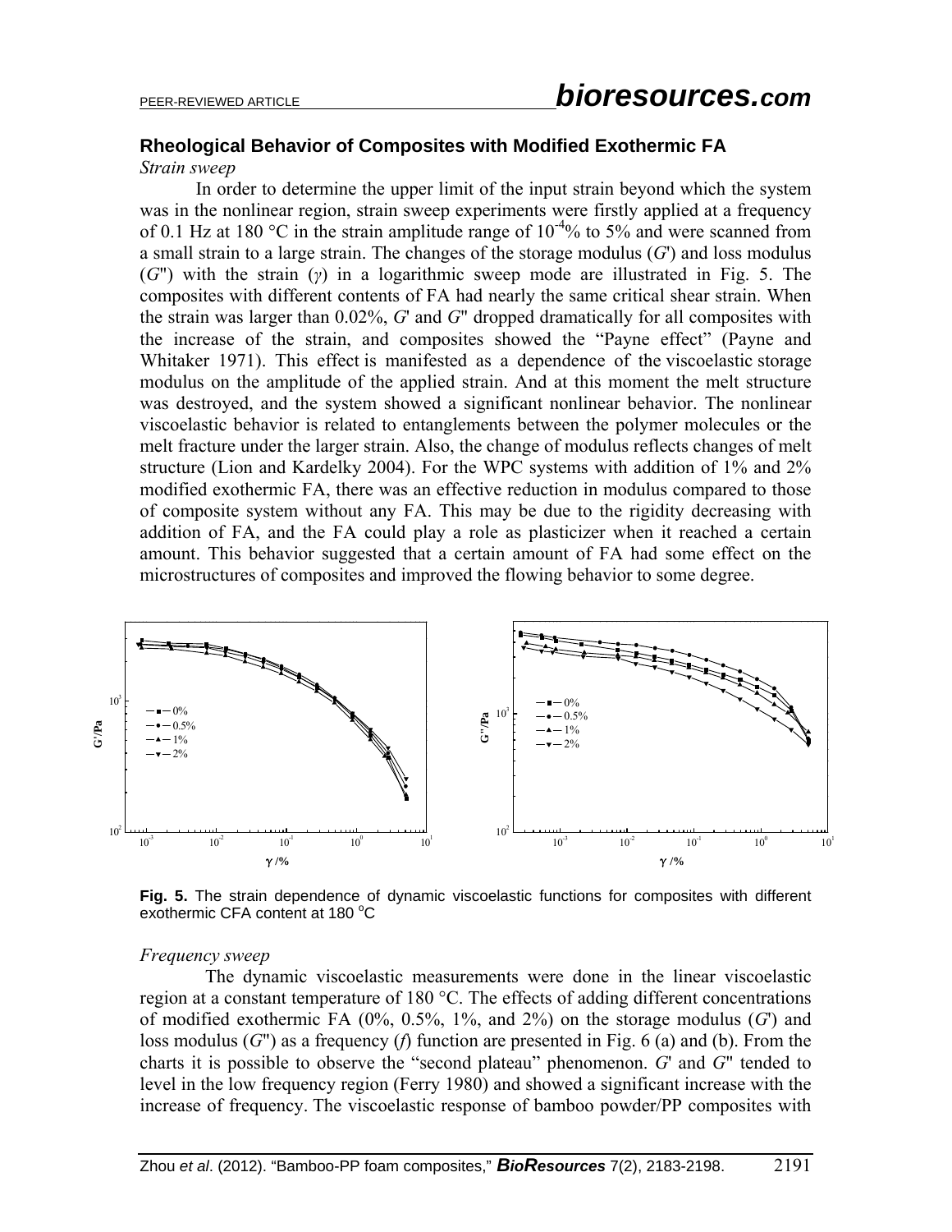## Rheological Behavior of Composites with Modified Exothermic FA

*Strain sweep*

In order to determine the upper limit of the input strain beyond which the system was in the nonlinear region, strain sweep experiments were firstly applied at a frequency of 0.1 Hz at 180 °C in the strain amplitude range of $10^{-4}$% to 5% and were scanned from a small strain to a large strain. The changes of the storage modulus ($G'$) and loss modulus ($G''$) with the strain ($\gamma$) in a logarithmic sweep mode are illustrated in Fig. 5. The composites with different contents of FA had nearly the same critical shear strain. When the strain was larger than 0.02%, $G'$ and $G''$ dropped dramatically for all composites with the increase of the strain, and composites showed the "Payne effect" (Payne and Whitaker 1971). This effect is manifested as a dependence of the viscoelastic storage modulus on the amplitude of the applied strain. And at this moment the melt structure was destroyed, and the system showed a significant nonlinear behavior. The nonlinear viscoelastic behavior is related to entanglements between the polymer molecules or the melt fracture under the larger strain. Also, the change of modulus reflects changes of melt structure (Lion and Kardelky 2004). For the WPC systems with addition of 1% and 2% modified exothermic FA, there was an effective reduction in modulus compared to those of composite system without any FA. This may be due to the rigidity decreasing with addition of FA, and the FA could play a role as plasticizer when it reached a certain amount. This behavior suggested that a certain amount of FA had some effect on the microstructures of composites and improved the flowing behavior to some degree.

**Fig. 5.** The strain dependence of dynamic viscoelastic functions for composites with different exothermic CFA content at 180 °C

*Frequency sweep*

The dynamic viscoelastic measurements were done in the linear viscoelastic region at a constant temperature of 180 °C. The effects of adding different concentrations of modified exothermic FA (0%, 0.5%, 1%, and 2%) on the storage modulus ($G'$) and loss modulus ($G''$) as a frequency ($f$) function are presented in Fig. 6 (a) and (b). From the charts it is possible to observe the "second plateau" phenomenon. $G'$ and $G''$ tended to level in the low frequency region (Ferry 1980) and showed a significant increase with the increase of frequency. The viscoelastic response of bamboo powder/PP composites with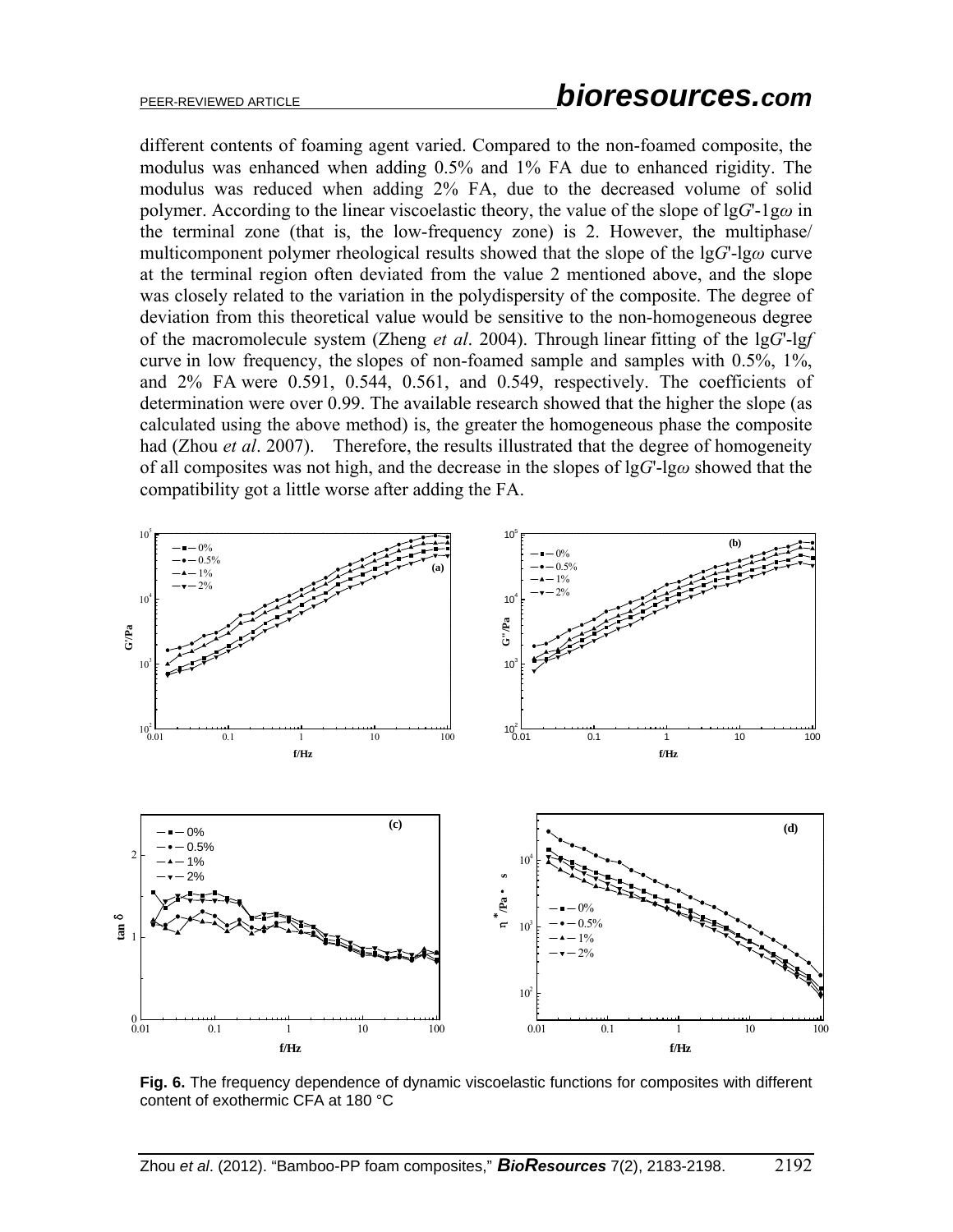different contents of foaming agent varied. Compared to the non-foamed composite, the modulus was enhanced when adding 0.5% and 1% FA due to enhanced rigidity. The modulus was reduced when adding 2% FA, due to the decreased volume of solid polymer. According to the linear viscoelastic theory, the value of the slope of lg$G'$-1g$\omega$ in the terminal zone (that is, the low-frequency zone) is 2. However, the multiphase/ multicomponent polymer rheological results showed that the slope of the lg$G'$-lg$\omega$ curve at the terminal region often deviated from the value 2 mentioned above, and the slope was closely related to the variation in the polydispersity of the composite. The degree of deviation from this theoretical value would be sensitive to the non-homogeneous degree of the macromolecule system (Zheng *et al*. 2004). Through linear fitting of the lg$G'$-lg$f$ curve in low frequency, the slopes of non-foamed sample and samples with 0.5%, 1%, and 2% FA were 0.591, 0.544, 0.561, and 0.549, respectively. The coefficients of determination were over 0.99. The available research showed that the higher the slope (as calculated using the above method) is, the greater the homogeneous phase the composite had (Zhou *et al*. 2007). Therefore, the results illustrated that the degree of homogeneity of all composites was not high, and the decrease in the slopes of lg$G'$-lg$\omega$ showed that the compatibility got a little worse after adding the FA.

**Fig. 6.** The frequency dependence of dynamic viscoelastic functions for composites with different content of exothermic CFA at 180 °C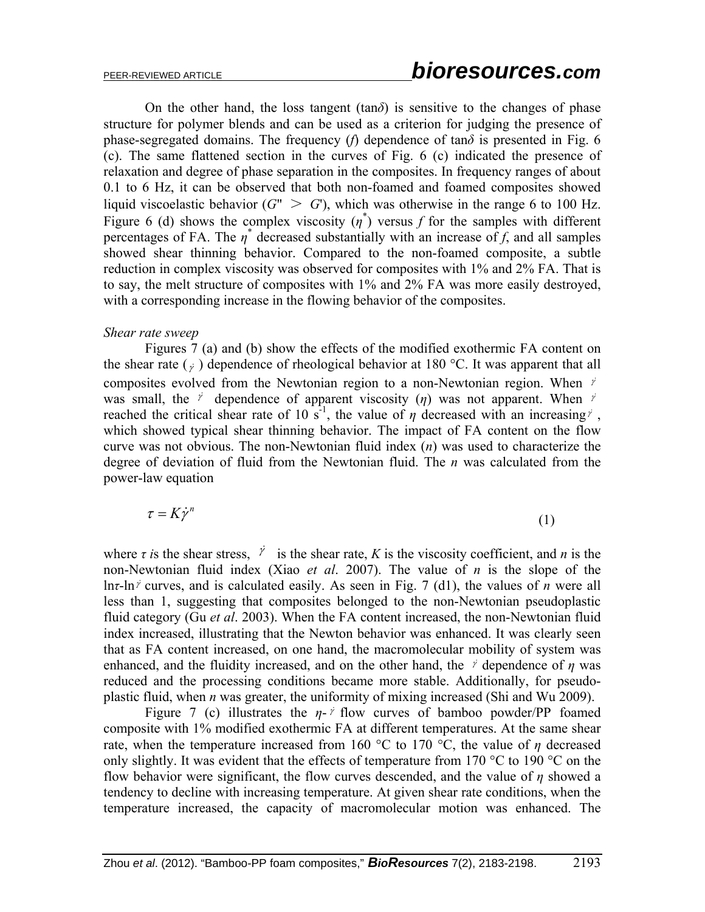On the other hand, the loss tangent (tan$\delta$) is sensitive to the changes of phase structure for polymer blends and can be used as a criterion for judging the presence of phase-segregated domains. The frequency ($f$) dependence of tan$\delta$ is presented in Fig. 6 (c). The same flattened section in the curves of Fig. 6 (c) indicated the presence of relaxation and degree of phase separation in the composites. In frequency ranges of about 0.1 to 6 Hz, it can be observed that both non-foamed and foamed composites showed liquid viscoelastic behavior ($G'' > G'$), which was otherwise in the range 6 to 100 Hz. Figure 6 (d) shows the complex viscosity ($\eta^*$) versus $f$ for the samples with different percentages of FA. The $\eta^*$ decreased substantially with an increase of $f$, and all samples showed shear thinning behavior. Compared to the non-foamed composite, a subtle reduction in complex viscosity was observed for composites with 1% and 2% FA. That is to say, the melt structure of composites with 1% and 2% FA was more easily destroyed, with a corresponding increase in the flowing behavior of the composites.

*Shear rate sweep*

Figures 7 (a) and (b) show the effects of the modified exothermic FA content on the shear rate ($\dot{\gamma}$) dependence of rheological behavior at 180 °C. It was apparent that all composites evolved from the Newtonian region to a non-Newtonian region. When $\dot{\gamma}$ was small, the $\dot{\gamma}$ dependence of apparent viscosity ($\eta$) was not apparent. When $\dot{\gamma}$ reached the critical shear rate of 10 $s^{-1}$, the value of $\eta$ decreased with an increasing $\dot{\gamma}$, which showed typical shear thinning behavior. The impact of FA content on the flow curve was not obvious. The non-Newtonian fluid index ($n$) was used to characterize the degree of deviation of fluid from the Newtonian fluid. The $n$ was calculated from the power-law equation

$$\tau = K\dot{\gamma}^n \tag{1}$$

where $\tau$ is the shear stress, $\dot{\gamma}$ is the shear rate, $K$ is the viscosity coefficient, and $n$ is the non-Newtonian fluid index (Xiao *et al*. 2007). The value of $n$ is the slope of the ln$\tau$-ln$\dot{\gamma}$ curves, and is calculated easily. As seen in Fig. 7 (d1), the values of $n$ were all less than 1, suggesting that composites belonged to the non-Newtonian pseudoplastic fluid category (Gu *et al*. 2003). When the FA content increased, the non-Newtonian fluid index increased, illustrating that the Newton behavior was enhanced. It was clearly seen that as FA content increased, on one hand, the macromolecular mobility of system was enhanced, and the fluidity increased, and on the other hand, the $\dot{\gamma}$ dependence of $\eta$ was reduced and the processing conditions became more stable. Additionally, for pseudo-plastic fluid, when $n$ was greater, the uniformity of mixing increased (Shi and Wu 2009).

Figure 7 (c) illustrates the $\eta$-$\dot{\gamma}$ flow curves of bamboo powder/PP foamed composite with 1% modified exothermic FA at different temperatures. At the same shear rate, when the temperature increased from 160 °C to 170 °C, the value of $\eta$ decreased only slightly. It was evident that the effects of temperature from 170 °C to 190 °C on the flow behavior were significant, the flow curves descended, and the value of $\eta$ showed a tendency to decline with increasing temperature. At given shear rate conditions, when the temperature increased, the capacity of macromolecular motion was enhanced. The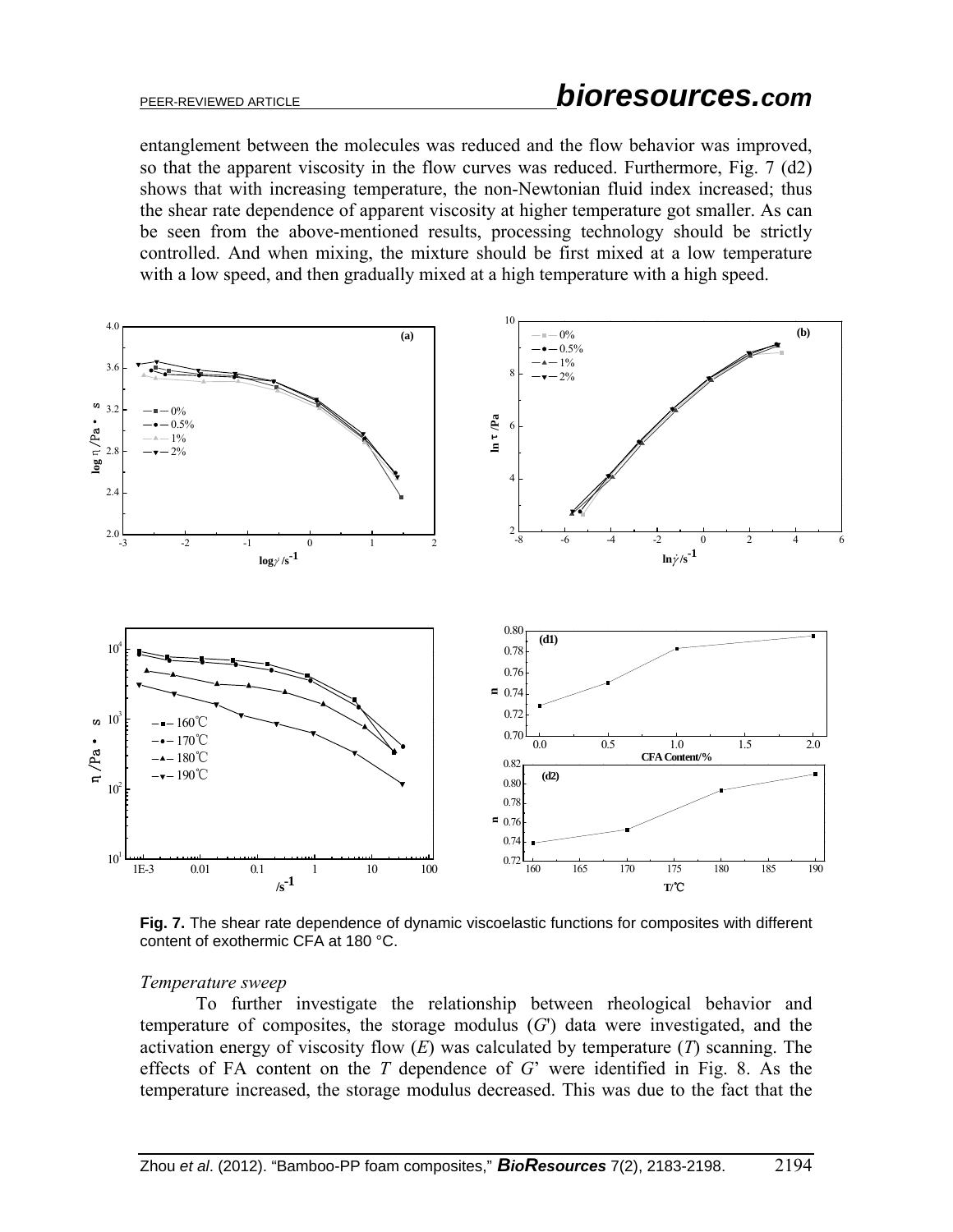entanglement between the molecules was reduced and the flow behavior was improved, so that the apparent viscosity in the flow curves was reduced. Furthermore, Fig. 7 (d2) shows that with increasing temperature, the non-Newtonian fluid index increased; thus the shear rate dependence of apparent viscosity at higher temperature got smaller. As can be seen from the above-mentioned results, processing technology should be strictly controlled. And when mixing, the mixture should be first mixed at a low temperature with a low speed, and then gradually mixed at a high temperature with a high speed.

**Fig. 7.** The shear rate dependence of dynamic viscoelastic functions for composites with different content of exothermic CFA at 180 °C.

*Temperature sweep*

To further investigate the relationship between rheological behavior and temperature of composites, the storage modulus ($G'$) data were investigated, and the activation energy of viscosity flow ($E$) was calculated by temperature ($T$) scanning. The effects of FA content on the $T$ dependence of $G$' were identified in Fig. 8. As the temperature increased, the storage modulus decreased. This was due to the fact that the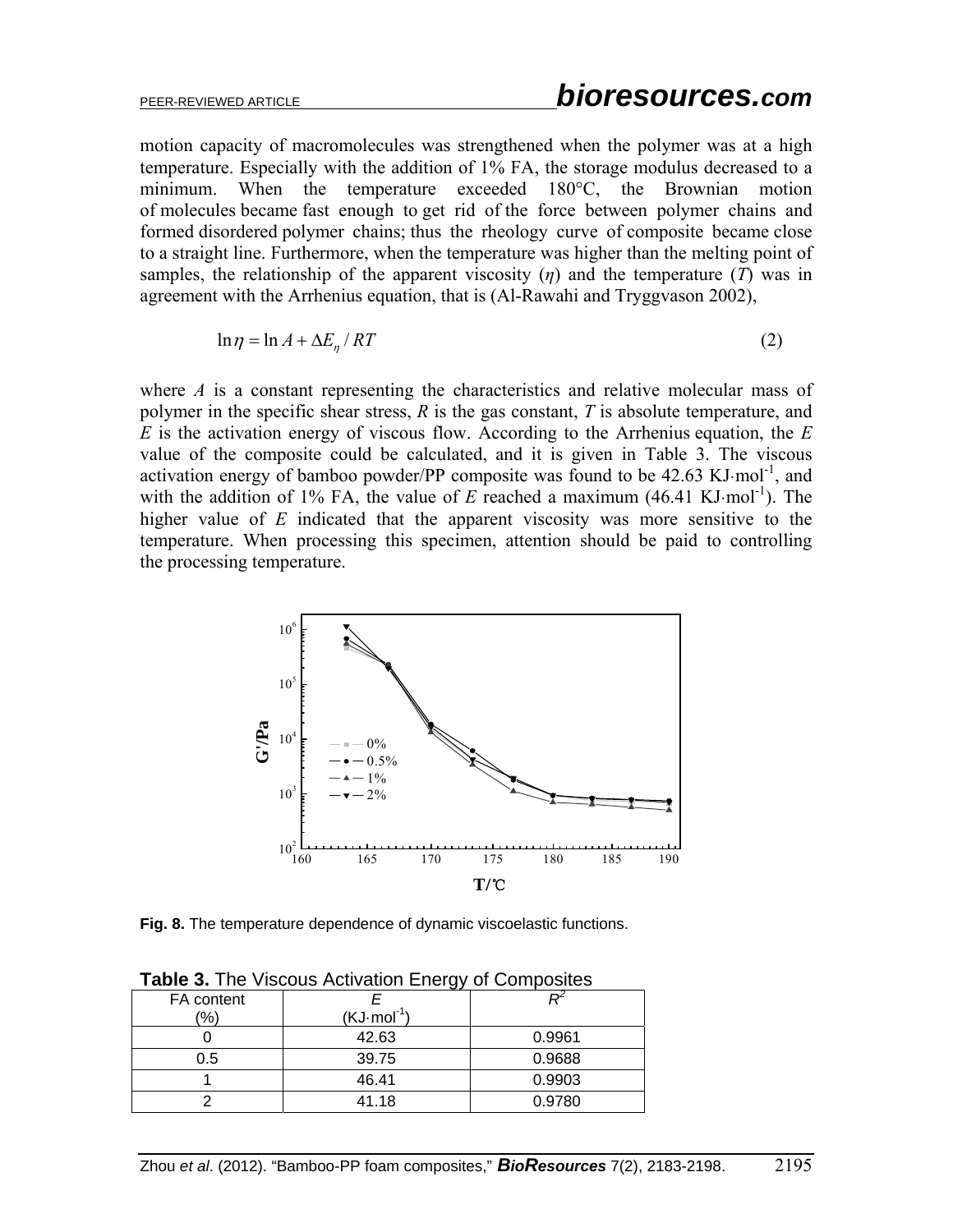motion capacity of macromolecules was strengthened when the polymer was at a high temperature. Especially with the addition of 1% FA, the storage modulus decreased to a minimum. When the temperature exceeded 180°C, the Brownian motion of molecules became fast enough to get rid of the force between polymer chains and formed disordered polymer chains; thus the rheology curve of composite became close to a straight line. Furthermore, when the temperature was higher than the melting point of samples, the relationship of the apparent viscosity ($\eta$) and the temperature ($T$) was in agreement with the Arrhenius equation, that is (Al-Rawahi and Tryggvason 2002),

$$\ln \eta = \ln A + \Delta E_{\eta} / RT \tag{2}$$

where $A$ is a constant representing the characteristics and relative molecular mass of polymer in the specific shear stress, $R$ is the gas constant, $T$ is absolute temperature, and $E$ is the activation energy of viscous flow. According to the Arrhenius equation, the $E$ value of the composite could be calculated, and it is given in Table 3. The viscous activation energy of bamboo powder/PP composite was found to be 42.63 $KJ \cdot mol^{-1}$, and with the addition of 1% FA, the value of $E$ reached a maximum (46.41 $KJ \cdot mol^{-1}$). The higher value of $E$ indicated that the apparent viscosity was more sensitive to the temperature. When processing this specimen, attention should be paid to controlling the processing temperature.

**Fig. 8.** The temperature dependence of dynamic viscoelastic functions.

**Table 3.** The Viscous Activation Energy of Composites

| FA content (%) | $E$ ($KJ \cdot mol^{-1}$) | $R^2$ |
|---|---|---|
| 0 | 42.63 | 0.9961 |
| 0.5 | 39.75 | 0.9688 |
| 1 | 46.41 | 0.9903 |
| 2 | 41.18 | 0.9780 |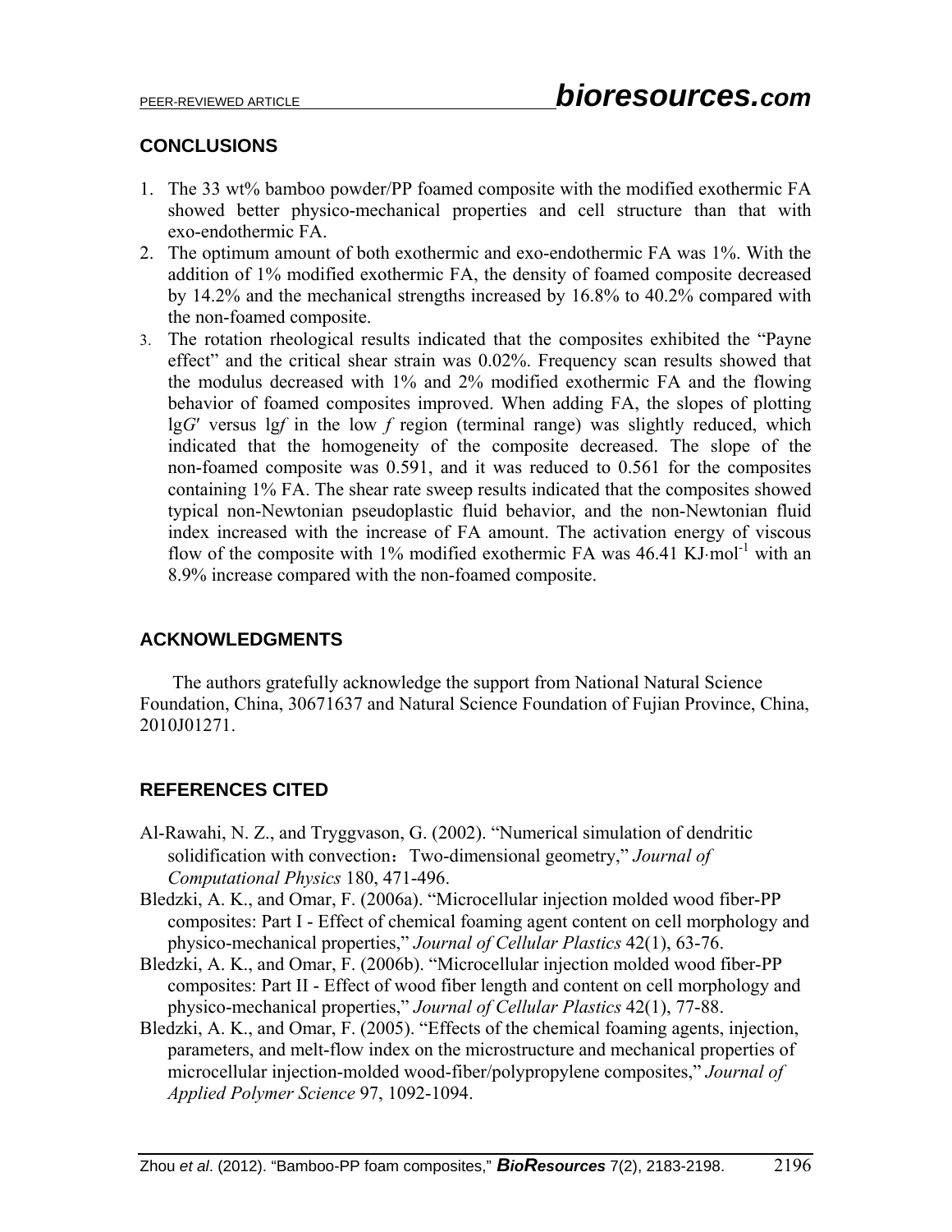## CONCLUSIONS

1. The 33 wt% bamboo powder/PP foamed composite with the modified exothermic FA showed better physico-mechanical properties and cell structure than that with exo-endothermic FA.
2. The optimum amount of both exothermic and exo-endothermic FA was 1%. With the addition of 1% modified exothermic FA, the density of foamed composite decreased by 14.2% and the mechanical strengths increased by 16.8% to 40.2% compared with the non-foamed composite.
3. The rotation rheological results indicated that the composites exhibited the "Payne effect" and the critical shear strain was 0.02%. Frequency scan results showed that the modulus decreased with 1% and 2% modified exothermic FA and the flowing behavior of foamed composites improved. When adding FA, the slopes of plotting $\lg G'$ versus $\lg f$ in the low $f$ region (terminal range) was slightly reduced, which indicated that the homogeneity of the composite decreased. The slope of the non-foamed composite was 0.591, and it was reduced to 0.561 for the composites containing 1% FA. The shear rate sweep results indicated that the composites showed typical non-Newtonian pseudoplastic fluid behavior, and the non-Newtonian fluid index increased with the increase of FA amount. The activation energy of viscous flow of the composite with 1% modified exothermic FA was 46.41 $KJ \cdot mol^{-1}$ with an 8.9% increase compared with the non-foamed composite.

## ACKNOWLEDGMENTS

The authors gratefully acknowledge the support from National Natural Science Foundation, China, 30671637 and Natural Science Foundation of Fujian Province, China, 2010J01271.

## REFERENCES CITED

Al-Rawahi, N. Z., and Tryggvason, G. (2002). "Numerical simulation of dendritic solidification with convection：Two-dimensional geometry," *Journal of Computational Physics* 180, 471-496.

Bledzki, A. K., and Omar, F. (2006a). "Microcellular injection molded wood fiber-PP composites: Part I - Effect of chemical foaming agent content on cell morphology and physico-mechanical properties," *Journal of Cellular Plastics* 42(1), 63-76.

Bledzki, A. K., and Omar, F. (2006b). "Microcellular injection molded wood fiber-PP composites: Part II - Effect of wood fiber length and content on cell morphology and physico-mechanical properties," *Journal of Cellular Plastics* 42(1), 77-88.

Bledzki, A. K., and Omar, F. (2005). "Effects of the chemical foaming agents, injection, parameters, and melt-flow index on the microstructure and mechanical properties of microcellular injection-molded wood-fiber/polypropylene composites," *Journal of Applied Polymer Science* 97, 1092-1094.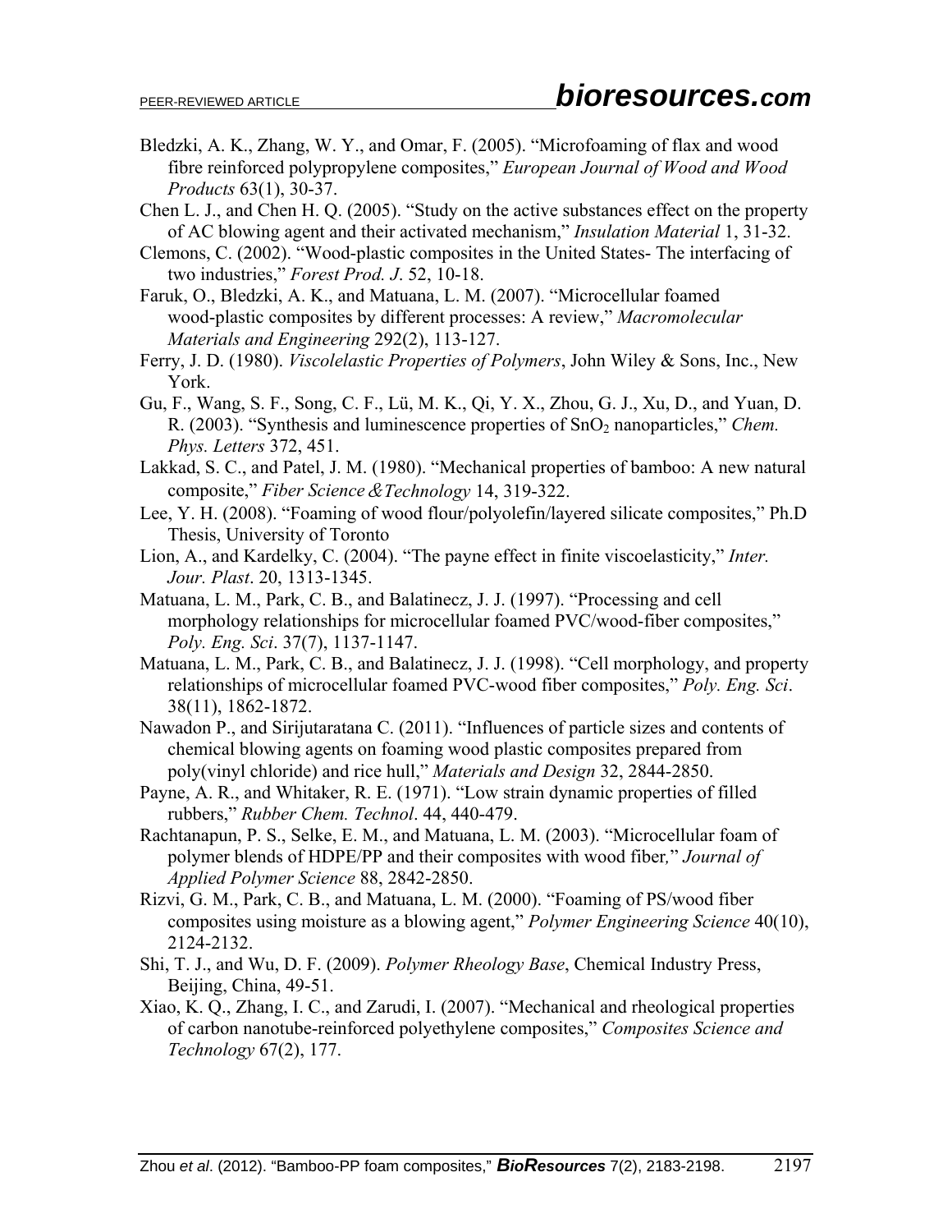Bledzki, A. K., Zhang, W. Y., and Omar, F. (2005). "Microfoaming of flax and wood fibre reinforced polypropylene composites," *European Journal of Wood and Wood Products* 63(1), 30-37.

Chen L. J., and Chen H. Q. (2005). "Study on the active substances effect on the property of AC blowing agent and their activated mechanism," *Insulation Material* 1, 31-32.

Clemons, C. (2002). "Wood-plastic composites in the United States- The interfacing of two industries," *Forest Prod. J*. 52, 10-18.

Faruk, O., Bledzki, A. K., and Matuana, L. M. (2007). "Microcellular foamed wood-plastic composites by different processes: A review," *Macromolecular Materials and Engineering* 292(2), 113-127.

Ferry, J. D. (1980). *Viscolelastic Properties of Polymers*, John Wiley & Sons, Inc., New York.

Gu, F., Wang, S. F., Song, C. F., Lü, M. K., Qi, Y. X., Zhou, G. J., Xu, D., and Yuan, D. R. (2003). "Synthesis and luminescence properties of $SnO_2$ nanoparticles," *Chem. Phys. Letters* 372, 451.

Lakkad, S. C., and Patel, J. M. (1980). "Mechanical properties of bamboo: A new natural composite," *Fiber Science＆Technology* 14, 319-322.

Lee, Y. H. (2008). "Foaming of wood flour/polyolefin/layered silicate composites," Ph.D Thesis, University of Toronto

Lion, A., and Kardelky, C. (2004). "The payne effect in finite viscoelasticity," *Inter. Jour. Plast*. 20, 1313-1345.

Matuana, L. M., Park, C. B., and Balatinecz, J. J. (1997). "Processing and cell morphology relationships for microcellular foamed PVC/wood-fiber composites," *Poly. Eng. Sci*. 37(7), 1137-1147.

Matuana, L. M., Park, C. B., and Balatinecz, J. J. (1998). "Cell morphology, and property relationships of microcellular foamed PVC-wood fiber composites," *Poly. Eng. Sci*. 38(11), 1862-1872.

Nawadon P., and Sirijutaratana C. (2011). "Influences of particle sizes and contents of chemical blowing agents on foaming wood plastic composites prepared from poly(vinyl chloride) and rice hull," *Materials and Design* 32, 2844-2850.

Payne, A. R., and Whitaker, R. E. (1971). "Low strain dynamic properties of filled rubbers," *Rubber Chem. Technol*. 44, 440-479.

Rachtanapun, P. S., Selke, E. M., and Matuana, L. M. (2003). "Microcellular foam of polymer blends of HDPE/PP and their composites with wood fiber," *Journal of Applied Polymer Science* 88, 2842-2850.

Rizvi, G. M., Park, C. B., and Matuana, L. M. (2000). "Foaming of PS/wood fiber composites using moisture as a blowing agent," *Polymer Engineering Science* 40(10), 2124-2132.

Shi, T. J., and Wu, D. F. (2009). *Polymer Rheology Base*, Chemical Industry Press, Beijing, China, 49-51.

Xiao, K. Q., Zhang, I. C., and Zarudi, I. (2007). "Mechanical and rheological properties of carbon nanotube-reinforced polyethylene composites," *Composites Science and Technology* 67(2), 177.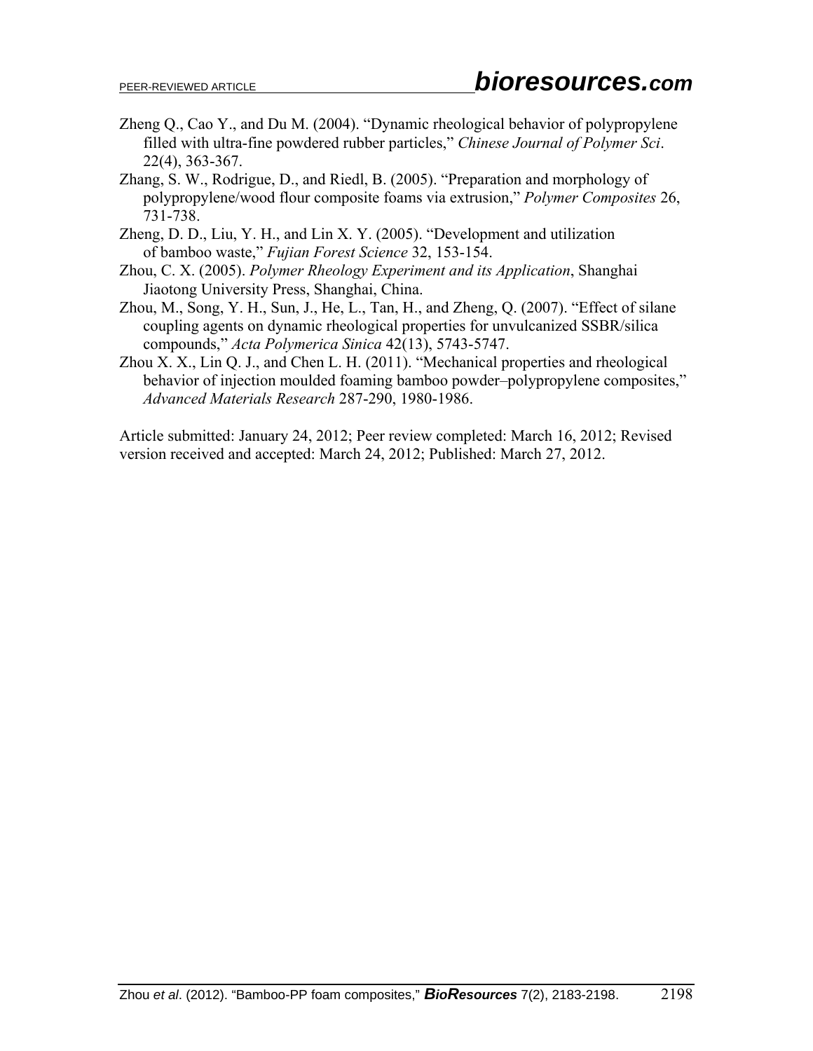Zheng Q., Cao Y., and Du M. (2004). "Dynamic rheological behavior of polypropylene filled with ultra-fine powdered rubber particles," *Chinese Journal of Polymer Sci*. 22(4), 363-367.

Zhang, S. W., Rodrigue, D., and Riedl, B. (2005). "Preparation and morphology of polypropylene/wood flour composite foams via extrusion," *Polymer Composites* 26, 731-738.

Zheng, D. D., Liu, Y. H., and Lin X. Y. (2005). "Development and utilization of bamboo waste," *Fujian Forest Science* 32, 153-154.

Zhou, C. X. (2005). *Polymer Rheology Experiment and its Application*, Shanghai Jiaotong University Press, Shanghai, China.

Zhou, M., Song, Y. H., Sun, J., He, L., Tan, H., and Zheng, Q. (2007). "Effect of silane coupling agents on dynamic rheological properties for unvulcanized SSBR/silica compounds," *Acta Polymerica Sinica* 42(13), 5743-5747.

Zhou X. X., Lin Q. J., and Chen L. H. (2011). "Mechanical properties and rheological behavior of injection moulded foaming bamboo powder–polypropylene composites," *Advanced Materials Research* 287-290, 1980-1986.

Article submitted: January 24, 2012; Peer review completed: March 16, 2012; Revised version received and accepted: March 24, 2012; Published: March 27, 2012.